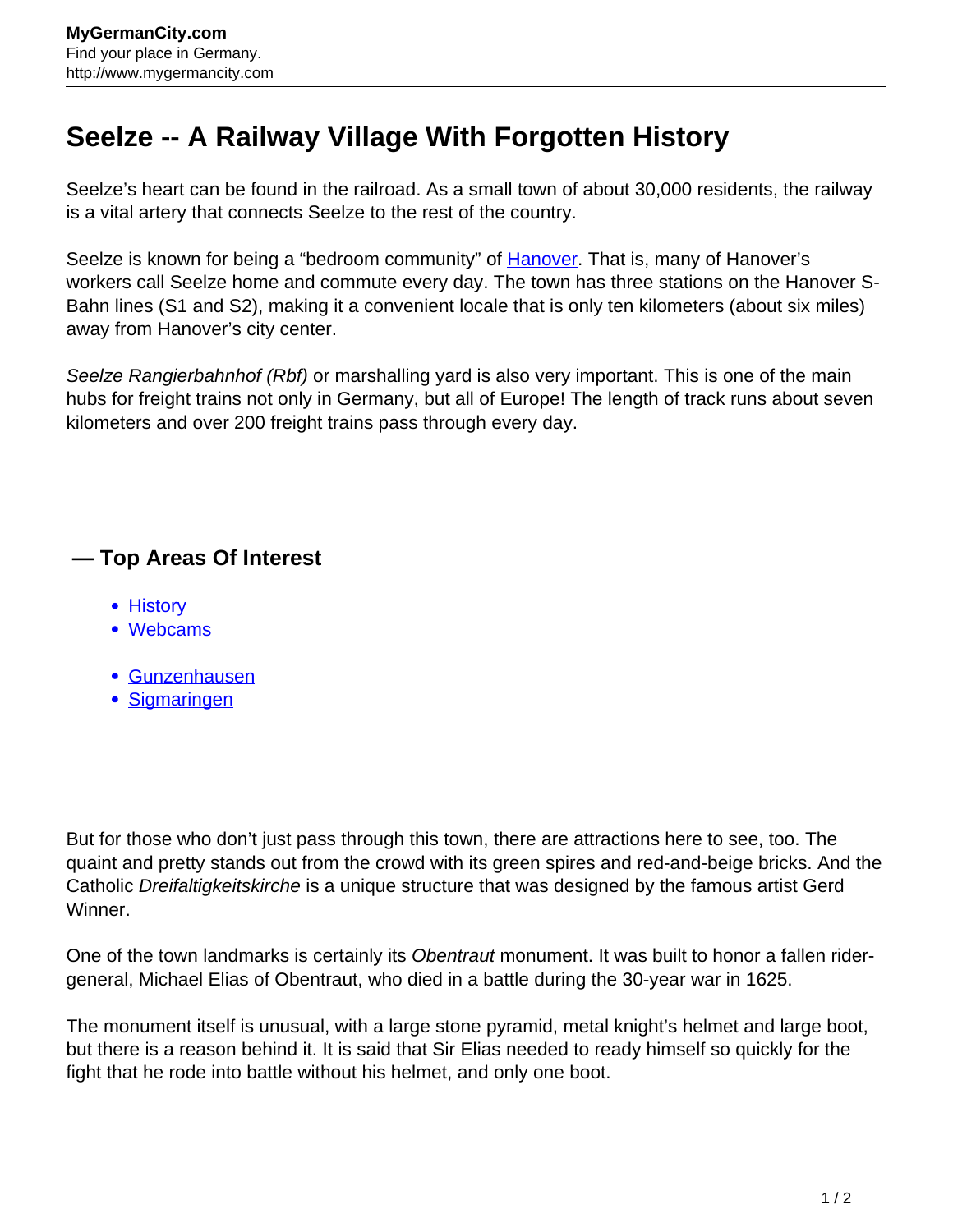# Seelze -- A Railway Village With Forgotten History

Seelze's heart can be found in the railroad. As a small town of about 30,000 residents, the railway is a vital artery that connects Seelze to the rest of the country.

Seelze is known for being a "bedroom community" of [Hanover](). That is, many of Hanover's workers call Seelze home and commute every day. The town has three stations on the Hanover S-Bahn lines (S1 and S2), making it a convenient locale that is only ten kilometers (about six miles) away from Hanover's city center.

*Seelze Rangierbahnhof (Rbf)* or marshalling yard is also very important. This is one of the main hubs for freight trains not only in Germany, but all of Europe! The length of track runs about seven kilometers and over 200 freight trains pass through every day.

## — Top Areas Of Interest

- [History]()
- [Webcams]()

- [Gunzenhausen]()
- [Sigmaringen]()

But for those who don't just pass through this town, there are attractions here to see, too. The quaint and pretty stands out from the crowd with its green spires and red-and-beige bricks. And the Catholic *Dreifaltigkeitskirche* is a unique structure that was designed by the famous artist Gerd Winner.

One of the town landmarks is certainly its *Obentraut* monument. It was built to honor a fallen rider-general, Michael Elias of Obentraut, who died in a battle during the 30-year war in 1625.

The monument itself is unusual, with a large stone pyramid, metal knight's helmet and large boot, but there is a reason behind it. It is said that Sir Elias needed to ready himself so quickly for the fight that he rode into battle without his helmet, and only one boot.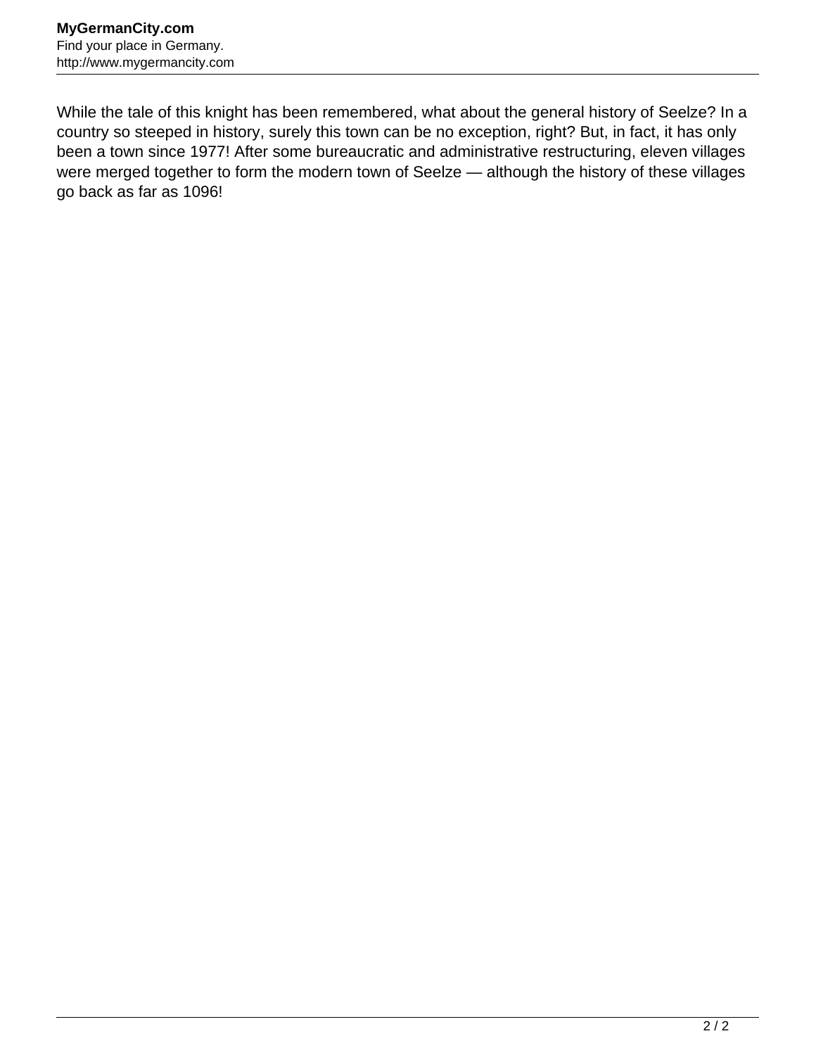While the tale of this knight has been remembered, what about the general history of Seelze? In a country so steeped in history, surely this town can be no exception, right? But, in fact, it has only been a town since 1977! After some bureaucratic and administrative restructuring, eleven villages were merged together to form the modern town of Seelze — although the history of these villages go back as far as 1096!